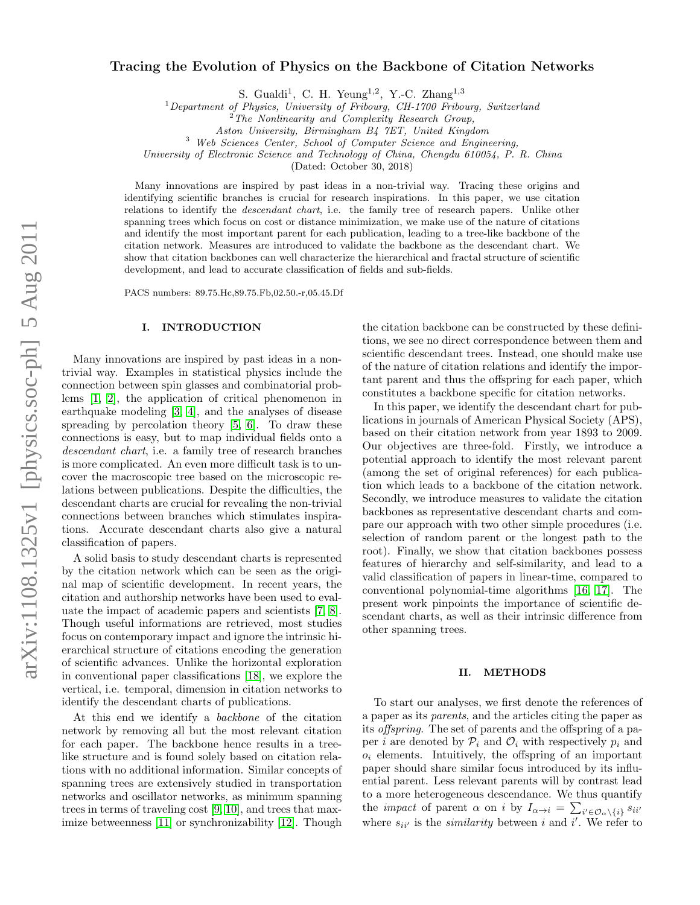# Tracing the Evolution of Physics on the Backbone of Citation Networks

S. Gualdi[1], C. H. Yeung[1,2], Y.-C. Zhang[1,3]

[1] *Department of Physics, University of Fribourg, CH-1700 Fribourg, Switzerland*
[2] *The Nonlinearity and Complexity Research Group, Aston University, Birmingham B4 7ET, United Kingdom*
[3] *Web Sciences Center, School of Computer Science and Engineering, University of Electronic Science and Technology of China, Chengdu 610054, P. R. China*

(Dated: October 30, 2018)

Many innovations are inspired by past ideas in a non-trivial way. Tracing these origins and identifying scientific branches is crucial for research inspirations. In this paper, we use citation relations to identify the *descendant chart*, i.e. the family tree of research papers. Unlike other spanning trees which focus on cost or distance minimization, we make use of the nature of citations and identify the most important parent for each publication, leading to a tree-like backbone of the citation network. Measures are introduced to validate the backbone as the descendant chart. We show that citation backbones can well characterize the hierarchical and fractal structure of scientific development, and lead to accurate classification of fields and sub-fields.

PACS numbers: 89.75.Hc,89.75.Fb,02.50.-r,05.45.Df

## I. INTRODUCTION

Many innovations are inspired by past ideas in a non-trivial way. Examples in statistical physics include the connection between spin glasses and combinatorial problems [1, 2], the application of critical phenomenon in earthquake modeling [3, 4], and the analyses of disease spreading by percolation theory [5, 6]. To draw these connections is easy, but to map individual fields onto a *descendant chart*, i.e. a family tree of research branches is more complicated. An even more difficult task is to uncover the macroscopic tree based on the microscopic relations between publications. Despite the difficulties, the descendant charts are crucial for revealing the non-trivial connections between branches which stimulates inspirations. Accurate descendant charts also give a natural classification of papers.

A solid basis to study descendant charts is represented by the citation network which can be seen as the original map of scientific development. In recent years, the citation and authorship networks have been used to evaluate the impact of academic papers and scientists [7, 8]. Though useful informations are retrieved, most studies focus on contemporary impact and ignore the intrinsic hierarchical structure of citations encoding the generation of scientific advances. Unlike the horizontal exploration in conventional paper classifications [18], we explore the vertical, i.e. temporal, dimension in citation networks to identify the descendant charts of publications.

At this end we identify a *backbone* of the citation network by removing all but the most relevant citation for each paper. The backbone hence results in a tree-like structure and is found solely based on citation relations with no additional information. Similar concepts of spanning trees are extensively studied in transportation networks and oscillator networks, as minimum spanning trees in terms of traveling cost [9, 10], and trees that maximize betweenness [11] or synchronizability [12]. Though the citation backbone can be constructed by these definitions, we see no direct correspondence between them and scientific descendant trees. Instead, one should make use of the nature of citation relations and identify the important parent and thus the offspring for each paper, which constitutes a backbone specific for citation networks.

In this paper, we identify the descendant chart for publications in journals of American Physical Society (APS), based on their citation network from year 1893 to 2009. Our objectives are three-fold. Firstly, we introduce a potential approach to identify the most relevant parent (among the set of original references) for each publication which leads to a backbone of the citation network. Secondly, we introduce measures to validate the citation backbones as representative descendant charts and compare our approach with two other simple procedures (i.e. selection of random parent or the longest path to the root). Finally, we show that citation backbones possess features of hierarchy and self-similarity, and lead to a valid classification of papers in linear-time, compared to conventional polynomial-time algorithms [16, 17]. The present work pinpoints the importance of scientific descendant charts, as well as their intrinsic difference from other spanning trees.

## II. METHODS

To start our analyses, we first denote the references of a paper as its *parents*, and the articles citing the paper as its *offspring*. The set of parents and the offspring of a paper $i$ are denoted by $\mathcal{P}_i$ and $\mathcal{O}_i$ with respectively $p_i$ and $o_i$ elements. Intuitively, the offspring of an important paper should share similar focus introduced by its influential parent. Less relevant parents will by contrast lead to a more heterogeneous descendance. We thus quantify the *impact* of parent $\alpha$ on $i$ by $I_{\alpha\to i} = \sum_{i'\in\mathcal{O}_\alpha\setminus\{i\}} s_{ii'}$ where $s_{ii'}$ is the *similarity* between $i$ and $i'$. We refer to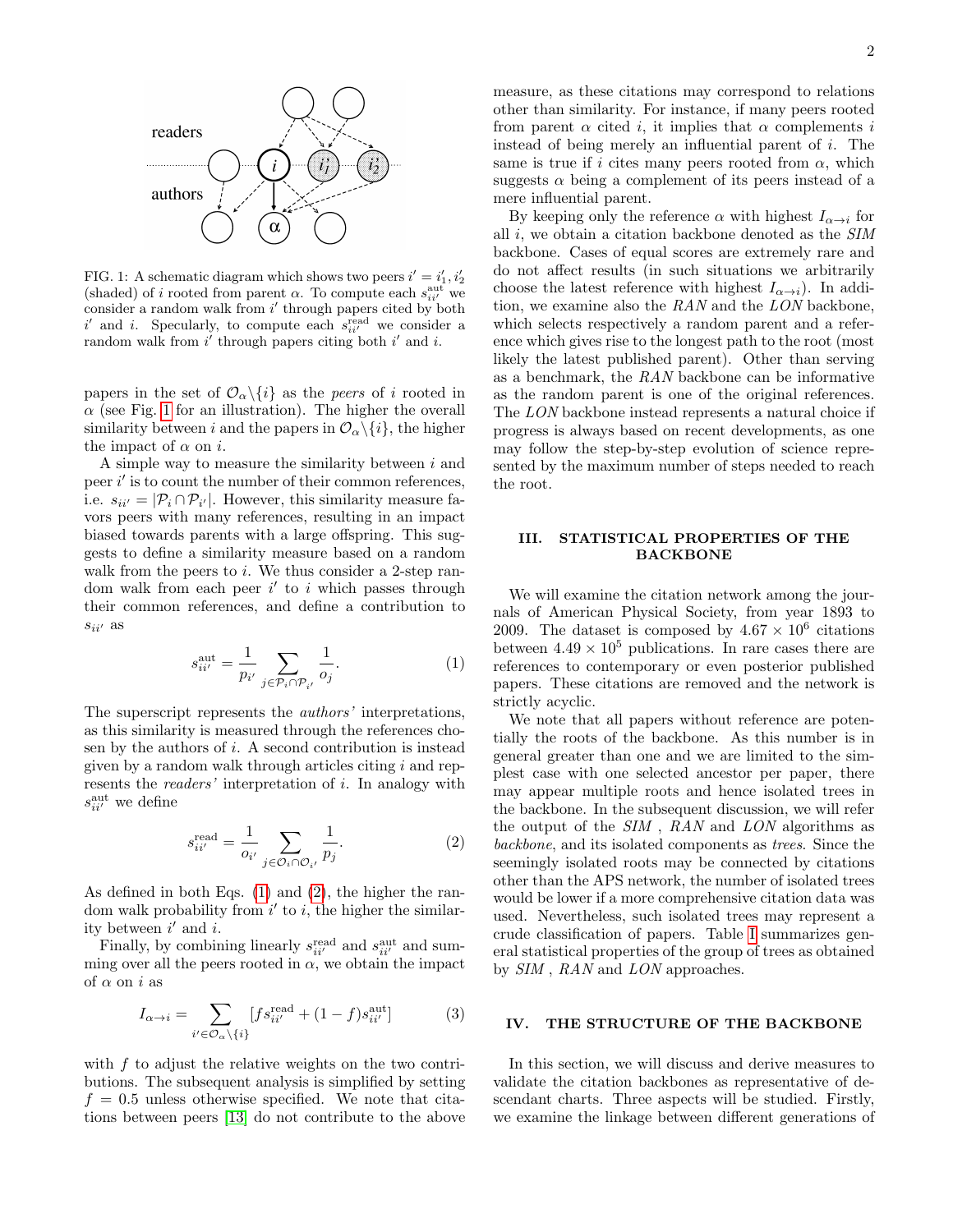FIG. 1: A schematic diagram which shows two peers $i' = i'_1, i'_2$ (shaded) of $i$ rooted from parent $\alpha$. To compute each $s^{\rm aut}_{ii'}$ we consider a random walk from $i'$ through papers cited by both $i'$ and $i$. Specularly, to compute each $s^{\rm read}_{ii'}$ we consider a random walk from $i'$ through papers citing both $i'$ and $i$.

papers in the set of $\mathcal{O}_\alpha \backslash \{i\}$ as the *peers* of $i$ rooted in $\alpha$ (see Fig. 1 for an illustration). The higher the overall similarity between $i$ and the papers in $\mathcal{O}_\alpha \backslash \{i\}$, the higher the impact of $\alpha$ on $i$.

A simple way to measure the similarity between $i$ and peer $i'$ is to count the number of their common references, i.e. $s_{ii'} = |\mathcal{P}_i \cap \mathcal{P}_{i'}|$. However, this similarity measure favors peers with many references, resulting in an impact biased towards parents with a large offspring. This suggests to define a similarity measure based on a random walk from the peers to $i$. We thus consider a 2-step random walk from each peer $i'$ to $i$ which passes through their common references, and define a contribution to $s_{ii'}$ as

$$s^{\rm aut}_{ii'} = \frac{1}{p_{i'}} \sum_{j \in \mathcal{P}_i \cap \mathcal{P}_{i'}} \frac{1}{o_j}. \tag{1}$$

The superscript represents the *authors'* interpretations, as this similarity is measured through the references chosen by the authors of $i$. A second contribution is instead given by a random walk through articles citing $i$ and represents the *readers'* interpretation of $i$. In analogy with $s^{\rm aut}_{ii'}$ we define

$$s^{\rm read}_{ii'} = \frac{1}{o_{i'}} \sum_{j \in \mathcal{O}_i \cap \mathcal{O}_{i'}} \frac{1}{p_j}. \tag{2}$$

As defined in both Eqs. (1) and (2), the higher the random walk probability from $i'$ to $i$, the higher the similarity between $i'$ and $i$.

Finally, by combining linearly $s^{\rm read}_{ii'}$ and $s^{\rm aut}_{ii'}$ and summing over all the peers rooted in $\alpha$, we obtain the impact of $\alpha$ on $i$ as

$$I_{\alpha \to i} = \sum_{i' \in \mathcal{O}_\alpha \backslash \{i\}} [f s^{\rm read}_{ii'} + (1-f) s^{\rm aut}_{ii'}] \tag{3}$$

with $f$ to adjust the relative weights on the two contributions. The subsequent analysis is simplified by setting $f = 0.5$ unless otherwise specified. We note that citations between peers [13] do not contribute to the above measure, as these citations may correspond to relations other than similarity. For instance, if many peers rooted from parent $\alpha$ cited $i$, it implies that $\alpha$ complements $i$ instead of being merely an influential parent of $i$. The same is true if $i$ cites many peers rooted from $\alpha$, which suggests $\alpha$ being a complement of its peers instead of a mere influential parent.

By keeping only the reference $\alpha$ with highest $I_{\alpha \to i}$ for all $i$, we obtain a citation backbone denoted as the *SIM* backbone. Cases of equal scores are extremely rare and do not affect results (in such situations we arbitrarily choose the latest reference with highest $I_{\alpha \to i}$). In addition, we examine also the *RAN* and the *LON* backbone, which selects respectively a random parent and a reference which gives rise to the longest path to the root (most likely the latest published parent). Other than serving as a benchmark, the *RAN* backbone can be informative as the random parent is one of the original references. The *LON* backbone instead represents a natural choice if progress is always based on recent developments, as one may follow the step-by-step evolution of science represented by the maximum number of steps needed to reach the root.

## III. STATISTICAL PROPERTIES OF THE BACKBONE

We will examine the citation network among the journals of American Physical Society, from year 1893 to 2009. The dataset is composed by $4.67 \times 10^6$ citations between $4.49 \times 10^5$ publications. In rare cases there are references to contemporary or even posterior published papers. These citations are removed and the network is strictly acyclic.

We note that all papers without reference are potentially the roots of the backbone. As this number is in general greater than one and we are limited to the simplest case with one selected ancestor per paper, there may appear multiple roots and hence isolated trees in the backbone. In the subsequent discussion, we will refer the output of the *SIM* , *RAN* and *LON* algorithms as *backbone*, and its isolated components as *trees*. Since the seemingly isolated roots may be connected by citations other than the APS network, the number of isolated trees would be lower if a more comprehensive citation data was used. Nevertheless, such isolated trees may represent a crude classification of papers. Table I summarizes general statistical properties of the group of trees as obtained by *SIM* , *RAN* and *LON* approaches.

## IV. THE STRUCTURE OF THE BACKBONE

In this section, we will discuss and derive measures to validate the citation backbones as representative of descendant charts. Three aspects will be studied. Firstly, we examine the linkage between different generations of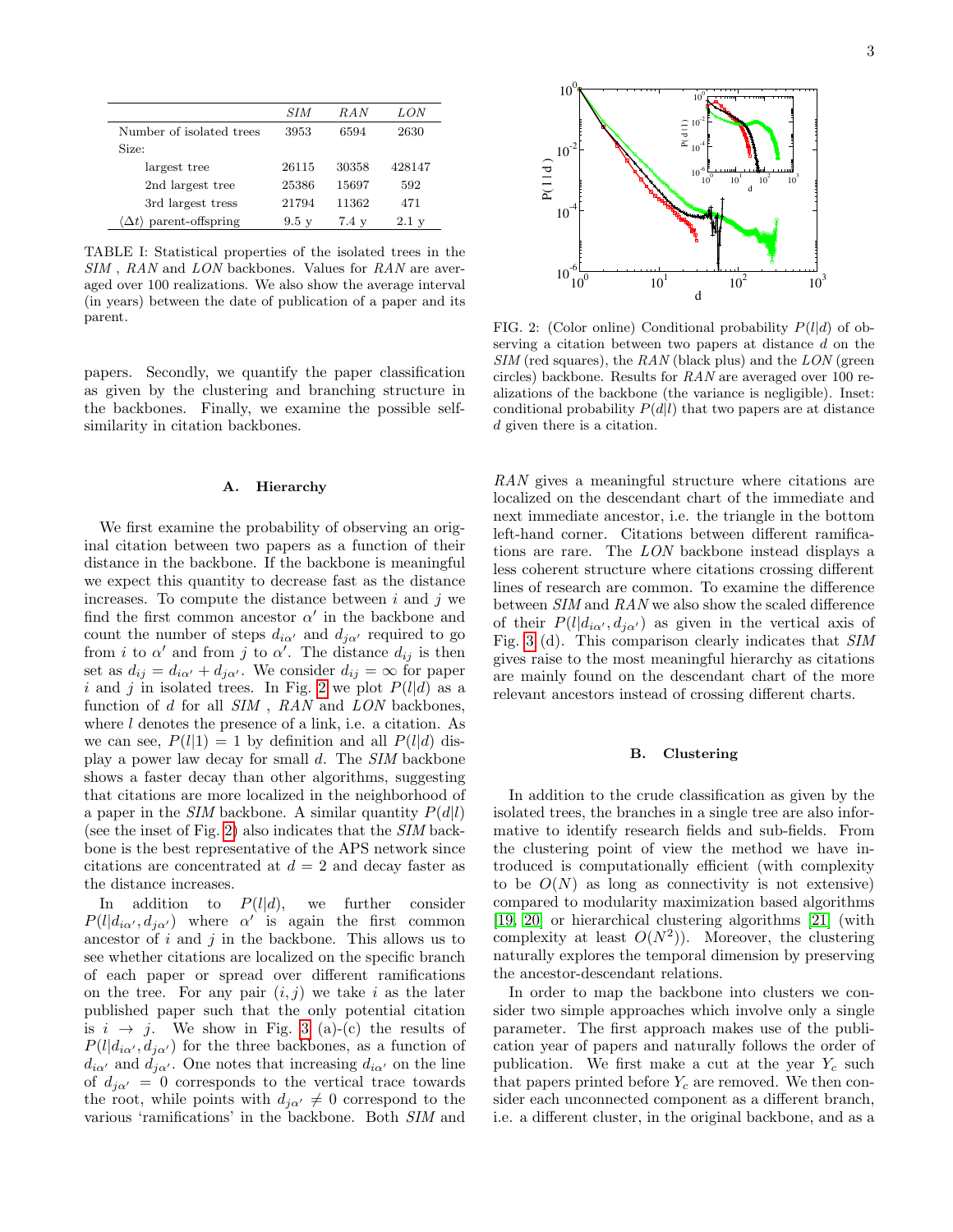| | *SIM* | *RAN* | *LON* |
|---|---|---|---|
| Number of isolated trees | 3953 | 6594 | 2630 |
| Size: | | | |
| largest tree | 26115 | 30358 | 428147 |
| 2nd largest tree | 25386 | 15697 | 592 |
| 3rd largest tress | 21794 | 11362 | 471 |
| $\langle \Delta t \rangle$ parent-offspring | 9.5 y | 7.4 y | 2.1 y |

TABLE I: Statistical properties of the isolated trees in the *SIM* , *RAN* and *LON* backbones. Values for *RAN* are averaged over 100 realizations. We also show the average interval (in years) between the date of publication of a paper and its parent.

papers. Secondly, we quantify the paper classification as given by the clustering and branching structure in the backbones. Finally, we examine the possible self-similarity in citation backbones.

### A. Hierarchy

We first examine the probability of observing an original citation between two papers as a function of their distance in the backbone. If the backbone is meaningful we expect this quantity to decrease fast as the distance increases. To compute the distance between $i$ and $j$ we find the first common ancestor $\alpha'$ in the backbone and count the number of steps $d_{i\alpha'}$ and $d_{j\alpha'}$ required to go from $i$ to $\alpha'$ and from $j$ to $\alpha'$. The distance $d_{ij}$ is then set as $d_{ij} = d_{i\alpha'} + d_{j\alpha'}$. We consider $d_{ij} = \infty$ for paper $i$ and $j$ in isolated trees. In Fig. 2 we plot $P(l|d)$ as a function of $d$ for all *SIM* , *RAN* and *LON* backbones, where $l$ denotes the presence of a link, i.e. a citation. As we can see, $P(l|1) = 1$ by definition and all $P(l|d)$ display a power law decay for small $d$. The *SIM* backbone shows a faster decay than other algorithms, suggesting that citations are more localized in the neighborhood of a paper in the *SIM* backbone. A similar quantity $P(d|l)$ (see the inset of Fig. 2) also indicates that the *SIM* backbone is the best representative of the APS network since citations are concentrated at $d = 2$ and decay faster as the distance increases.

In addition to $P(l|d)$, we further consider $P(l|d_{i\alpha'}, d_{j\alpha'})$ where $\alpha'$ is again the first common ancestor of $i$ and $j$ in the backbone. This allows us to see whether citations are localized on the specific branch of each paper or spread over different ramifications on the tree. For any pair $(i, j)$ we take $i$ as the later published paper such that the only potential citation is $i \to j$. We show in Fig. 3 (a)-(c) the results of $P(l|d_{i\alpha'}, d_{j\alpha'})$ for the three backbones, as a function of $d_{i\alpha'}$ and $d_{j\alpha'}$. One notes that increasing $d_{i\alpha'}$ on the line of $d_{j\alpha'} = 0$ corresponds to the vertical trace towards the root, while points with $d_{j\alpha'} \neq 0$ correspond to the various 'ramifications' in the backbone. Both *SIM* and *RAN* gives a meaningful structure where citations are localized on the descendant chart of the immediate and next immediate ancestor, i.e. the triangle in the bottom left-hand corner. Citations between different ramifications are rare. The *LON* backbone instead displays a less coherent structure where citations crossing different lines of research are common. To examine the difference between *SIM* and *RAN* we also show the scaled difference of their $P(l|d_{i\alpha'}, d_{j\alpha'})$ as given in the vertical axis of Fig. 3 (d). This comparison clearly indicates that *SIM* gives raise to the most meaningful hierarchy as citations are mainly found on the descendant chart of the more relevant ancestors instead of crossing different charts.

FIG. 2: (Color online) Conditional probability $P(l|d)$ of observing a citation between two papers at distance $d$ on the *SIM* (red squares), the *RAN* (black plus) and the *LON* (green circles) backbone. Results for *RAN* are averaged over 100 realizations of the backbone (the variance is negligible). Inset: conditional probability $P(d|l)$ that two papers are at distance $d$ given there is a citation.

### B. Clustering

In addition to the crude classification as given by the isolated trees, the branches in a single tree are also informative to identify research fields and sub-fields. From the clustering point of view the method we have introduced is computationally efficient (with complexity to be $O(N)$ as long as connectivity is not extensive) compared to modularity maximization based algorithms [19, 20] or hierarchical clustering algorithms [21] (with complexity at least $O(N^2)$). Moreover, the clustering naturally explores the temporal dimension by preserving the ancestor-descendant relations.

In order to map the backbone into clusters we consider two simple approaches which involve only a single parameter. The first approach makes use of the publication year of papers and naturally follows the order of publication. We first make a cut at the year $Y_c$ such that papers printed before $Y_c$ are removed. We then consider each unconnected component as a different branch, i.e. a different cluster, in the original backbone, and as a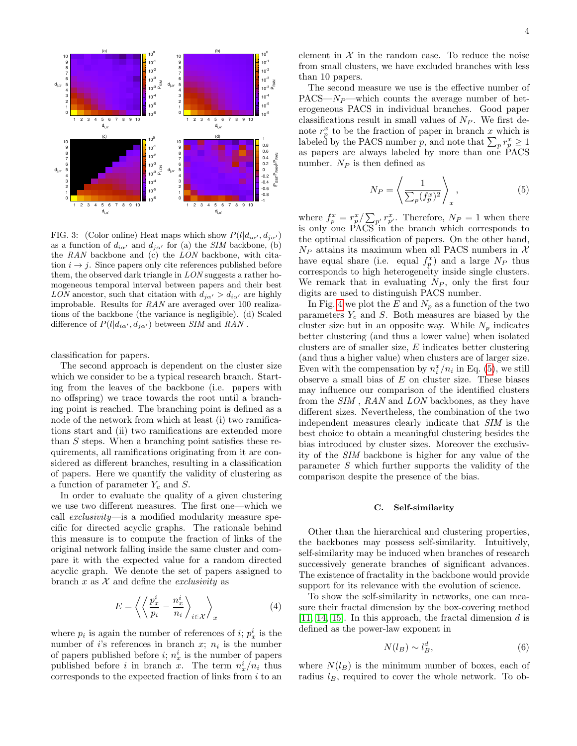FIG. 3: (Color online) Heat maps which show $P(l|d_{i\alpha'}, d_{j\alpha'})$ as a function of $d_{i\alpha'}$ and $d_{j\alpha'}$ for (a) the *SIM* backbone, (b) the *RAN* backbone and (c) the *LON* backbone, with citation $i \to j$. Since papers only cite references published before them, the observed dark triangle in *LON* suggests a rather homogeneous temporal interval between papers and their best *LON* ancestor, such that citation with $d_{j\alpha'} > d_{i\alpha'}$ are highly improbable. Results for *RAN* are averaged over 100 realizations of the backbone (the variance is negligible). (d) Scaled difference of $P(l|d_{i\alpha'}, d_{j\alpha'})$ between *SIM* and *RAN* .

classification for papers.

The second approach is dependent on the cluster size which we consider to be a typical research branch. Starting from the leaves of the backbone (i.e. papers with no offspring) we trace towards the root until a branching point is reached. The branching point is defined as a node of the network from which at least (i) two ramifications start and (ii) two ramifications are extended more than $S$ steps. When a branching point satisfies these requirements, all ramifications originating from it are considered as different branches, resulting in a classification of papers. Here we quantify the validity of clustering as a function of parameter $Y_c$ and $S$.

In order to evaluate the quality of a given clustering we use two different measures. The first one—which we call *exclusivity*—is a modified modularity measure specific for directed acyclic graphs. The rationale behind this measure is to compute the fraction of links of the original network falling inside the same cluster and compare it with the expected value for a random directed acyclic graph. We denote the set of papers assigned to branch $x$ as $\mathcal{X}$ and define the *exclusivity* as

$$E = \left\langle \left\langle \frac{p_x^i}{p_i} - \frac{n_x^i}{n_i} \right\rangle_{i \in \mathcal{X}} \right\rangle_x \tag{4}$$

where $p_i$ is again the number of references of $i$; $p_x^i$ is the number of $i$'s references in branch $x$; $n_i$ is the number of papers published before $i$; $n_x^i$ is the number of papers published before $i$ in branch $x$. The term $n_x^i/n_i$ thus corresponds to the expected fraction of links from $i$ to an element in $\mathcal{X}$ in the random case. To reduce the noise from small clusters, we have excluded branches with less than 10 papers.

The second measure we use is the effective number of PACS—$N_P$—which counts the average number of heterogeneous PACS in individual branches. Good paper classifications result in small values of $N_P$. We first denote $r_p^x$ to be the fraction of paper in branch $x$ which is labeled by the PACS number $p$, and note that $\sum_p r_p^x \geq 1$ as papers are always labeled by more than one PACS number. $N_P$ is then defined as

$$N_P = \left\langle \frac{1}{\sum_p (f_p^x)^2} \right\rangle_x , \tag{5}$$

where $f_p^x = r_p^x / \sum_{p'} r_{p'}^x$. Therefore, $N_P = 1$ when there is only one PACS in the branch which corresponds to the optimal classification of papers. On the other hand, $N_P$ attains its maximum when all PACS numbers in $\mathcal{X}$ have equal share (i.e. equal $f_p^x$) and a large $N_P$ thus corresponds to high heterogeneity inside single clusters. We remark that in evaluating $N_P$, only the first four digits are used to distinguish PACS number.

In Fig. 4 we plot the $E$ and $N_p$ as a function of the two parameters $Y_c$ and $S$. Both measures are biased by the cluster size but in an opposite way. While $N_p$ indicates better clustering (and thus a lower value) when isolated clusters are of smaller size, $E$ indicates better clustering (and thus a higher value) when clusters are of larger size. Even with the compensation by $n_i^x/n_i$ in Eq. (5), we still observe a small bias of $E$ on cluster size. These biases may influence our comparison of the identified clusters from the *SIM* , *RAN* and *LON* backbones, as they have different sizes. Nevertheless, the combination of the two independent measures clearly indicate that *SIM* is the best choice to obtain a meaningful clustering besides the bias introduced by cluster sizes. Moreover the exclusivity of the *SIM* backbone is higher for any value of the parameter $S$ which further supports the validity of the comparison despite the presence of the bias.

### C. Self-similarity

Other than the hierarchical and clustering properties, the backbones may possess self-similarity. Intuitively, self-similarity may be induced when branches of research successively generate branches of significant advances. The existence of fractality in the backbone would provide support for its relevance with the evolution of science.

To show the self-similarity in networks, one can measure their fractal dimension by the box-covering method [11, 14, 15]. In this approach, the fractal dimension $d$ is defined as the power-law exponent in

$$N(l_B) \sim l_B^d, \tag{6}$$

where $N(l_B)$ is the minimum number of boxes, each of radius $l_B$, required to cover the whole network. To ob-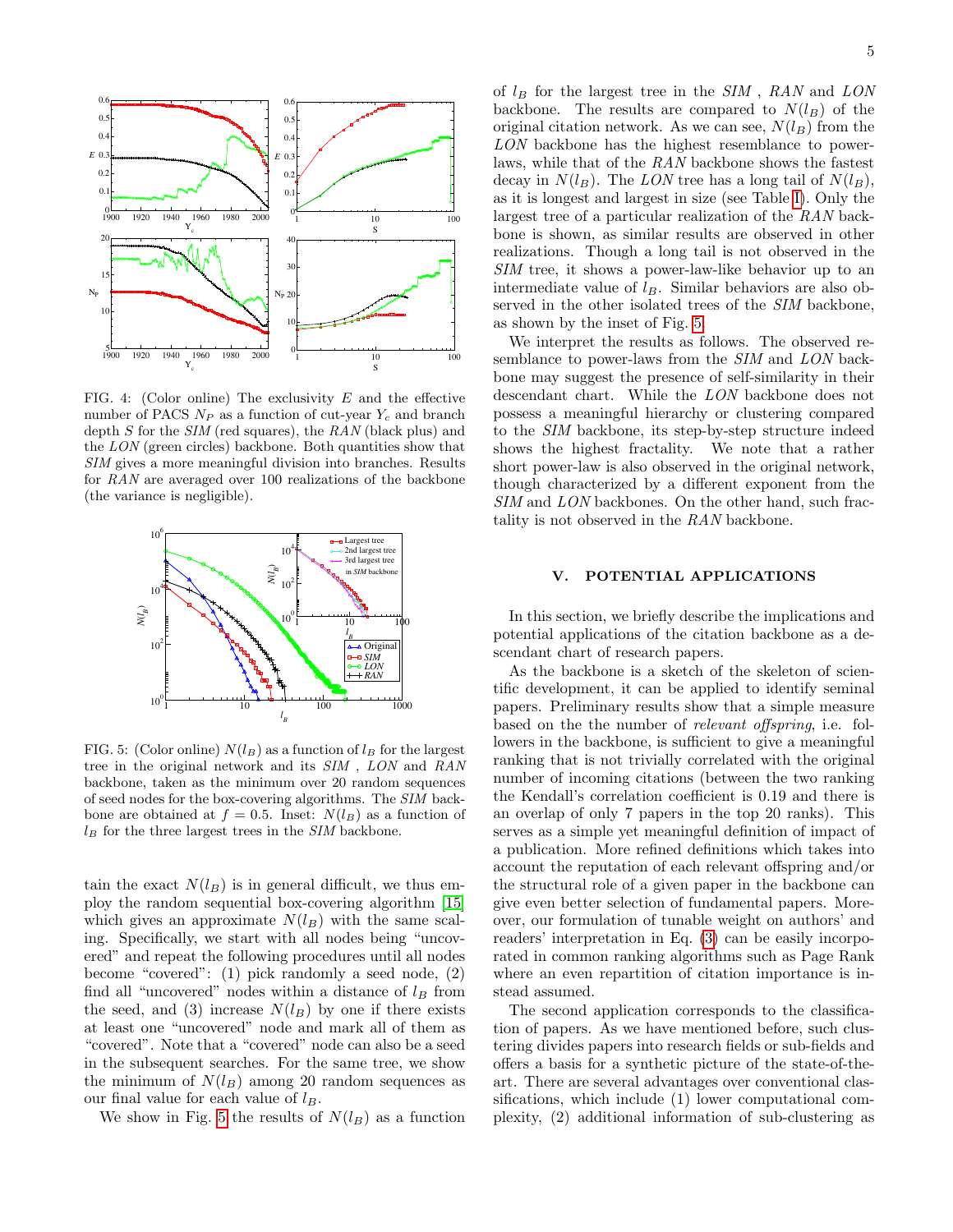FIG. 4: (Color online) The exclusivity $E$ and the effective number of PACS $N_P$ as a function of cut-year $Y_c$ and branch depth $S$ for the *SIM* (red squares), the *RAN* (black plus) and the *LON* (green circles) backbone. Both quantities show that *SIM* gives a more meaningful division into branches. Results for *RAN* are averaged over 100 realizations of the backbone (the variance is negligible).

FIG. 5: (Color online) $N(l_B)$ as a function of $l_B$ for the largest tree in the original network and its *SIM* , *LON* and *RAN* backbone, taken as the minimum over 20 random sequences of seed nodes for the box-covering algorithms. The *SIM* backbone are obtained at $f = 0.5$. Inset: $N(l_B)$ as a function of $l_B$ for the three largest trees in the *SIM* backbone.

tain the exact $N(l_B)$ is in general difficult, we thus employ the random sequential box-covering algorithm [15] which gives an approximate $N(l_B)$ with the same scaling. Specifically, we start with all nodes being "uncovered" and repeat the following procedures until all nodes become "covered": (1) pick randomly a seed node, (2) find all "uncovered" nodes within a distance of $l_B$ from the seed, and (3) increase $N(l_B)$ by one if there exists at least one "uncovered" node and mark all of them as "covered". Note that a "covered" node can also be a seed in the subsequent searches. For the same tree, we show the minimum of $N(l_B)$ among 20 random sequences as our final value for each value of $l_B$.

We show in Fig. 5 the results of $N(l_B)$ as a function of $l_B$ for the largest tree in the *SIM* , *RAN* and *LON* backbone. The results are compared to $N(l_B)$ of the original citation network. As we can see, $N(l_B)$ from the *LON* backbone has the highest resemblance to power-laws, while that of the *RAN* backbone shows the fastest decay in $N(l_B)$. The *LON* tree has a long tail of $N(l_B)$, as it is longest and largest in size (see Table I). Only the largest tree of a particular realization of the *RAN* backbone is shown, as similar results are observed in other realizations. Though a long tail is not observed in the *SIM* tree, it shows a power-law-like behavior up to an intermediate value of $l_B$. Similar behaviors are also observed in the other isolated trees of the *SIM* backbone, as shown by the inset of Fig. 5.

We interpret the results as follows. The observed resemblance to power-laws from the *SIM* and *LON* backbone may suggest the presence of self-similarity in their descendant chart. While the *LON* backbone does not possess a meaningful hierarchy or clustering compared to the *SIM* backbone, its step-by-step structure indeed shows the highest fractality. We note that a rather short power-law is also observed in the original network, though characterized by a different exponent from the *SIM* and *LON* backbones. On the other hand, such fractality is not observed in the *RAN* backbone.

## V. POTENTIAL APPLICATIONS

In this section, we briefly describe the implications and potential applications of the citation backbone as a descendant chart of research papers.

As the backbone is a sketch of the skeleton of scientific development, it can be applied to identify seminal papers. Preliminary results show that a simple measure based on the the number of *relevant offspring*, i.e. followers in the backbone, is sufficient to give a meaningful ranking that is not trivially correlated with the original number of incoming citations (between the two ranking the Kendall's correlation coefficient is 0.19 and there is an overlap of only 7 papers in the top 20 ranks). This serves as a simple yet meaningful definition of impact of a publication. More refined definitions which takes into account the reputation of each relevant offspring and/or the structural role of a given paper in the backbone can give even better selection of fundamental papers. Moreover, our formulation of tunable weight on authors' and readers' interpretation in Eq. (3) can be easily incorporated in common ranking algorithms such as Page Rank where an even repartition of citation importance is instead assumed.

The second application corresponds to the classification of papers. As we have mentioned before, such clustering divides papers into research fields or sub-fields and offers a basis for a synthetic picture of the state-of-the-art. There are several advantages over conventional classifications, which include (1) lower computational complexity, (2) additional information of sub-clustering as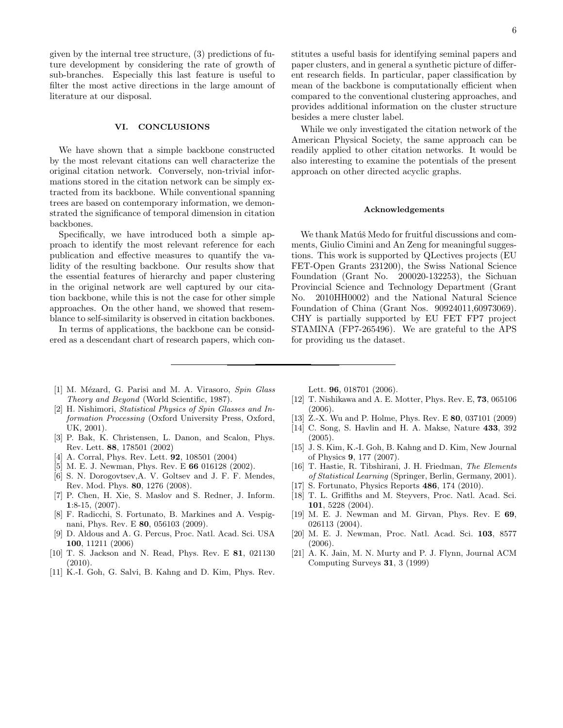given by the internal tree structure, (3) predictions of future development by considering the rate of growth of sub-branches. Especially this last feature is useful to filter the most active directions in the large amount of literature at our disposal.

## VI. CONCLUSIONS

We have shown that a simple backbone constructed by the most relevant citations can well characterize the original citation network. Conversely, non-trivial informations stored in the citation network can be simply extracted from its backbone. While conventional spanning trees are based on contemporary information, we demonstrated the significance of temporal dimension in citation backbones.

Specifically, we have introduced both a simple approach to identify the most relevant reference for each publication and effective measures to quantify the validity of the resulting backbone. Our results show that the essential features of hierarchy and paper clustering in the original network are well captured by our citation backbone, while this is not the case for other simple approaches. On the other hand, we showed that resemblance to self-similarity is observed in citation backbones.

In terms of applications, the backbone can be considered as a descendant chart of research papers, which constitutes a useful basis for identifying seminal papers and paper clusters, and in general a synthetic picture of different research fields. In particular, paper classification by mean of the backbone is computationally efficient when compared to the conventional clustering approaches, and provides additional information on the cluster structure besides a mere cluster label.

While we only investigated the citation network of the American Physical Society, the same approach can be readily applied to other citation networks. It would be also interesting to examine the potentials of the present approach on other directed acyclic graphs.

### Acknowledgements

We thank Matúš Medo for fruitful discussions and comments, Giulio Cimini and An Zeng for meaningful suggestions. This work is supported by QLectives projects (EU FET-Open Grants 231200), the Swiss National Science Foundation (Grant No. 200020-132253), the Sichuan Provincial Science and Technology Department (Grant No. 2010HH0002) and the National Natural Science Foundation of China (Grant Nos. 90924011,60973069). CHY is partially supported by EU FET FP7 project STAMINA (FP7-265496). We are grateful to the APS for providing us the dataset.

---

[1] M. Mézard, G. Parisi and M. A. Virasoro, *Spin Glass Theory and Beyond* (World Scientific, 1987).

[2] H. Nishimori, *Statistical Physics of Spin Glasses and Information Processing* (Oxford University Press, Oxford, UK, 2001).

[3] P. Bak, K. Christensen, L. Danon, and Scalon, Phys. Rev. Lett. **88**, 178501 (2002)

[4] A. Corral, Phys. Rev. Lett. **92**, 108501 (2004)

[5] M. E. J. Newman, Phys. Rev. E **66** 016128 (2002).

[6] S. N. Dorogovtsev,A. V. Goltsev and J. F. F. Mendes, Rev. Mod. Phys. **80**, 1276 (2008).

[7] P. Chen, H. Xie, S. Maslov and S. Redner, J. Inform. **1**:8-15, (2007).

[8] F. Radicchi, S. Fortunato, B. Markines and A. Vespignani, Phys. Rev. E **80**, 056103 (2009).

[9] D. Aldous and A. G. Percus, Proc. Natl. Acad. Sci. USA **100**, 11211 (2006)

[10] T. S. Jackson and N. Read, Phys. Rev. E **81**, 021130 (2010).

[11] K.-I. Goh, G. Salvi, B. Kahng and D. Kim, Phys. Rev. Lett. **96**, 018701 (2006).

[12] T. Nishikawa and A. E. Motter, Phys. Rev. E, **73**, 065106 (2006).

[13] Z.-X. Wu and P. Holme, Phys. Rev. E **80**, 037101 (2009)

[14] C. Song, S. Havlin and H. A. Makse, Nature **433**, 392 (2005).

[15] J. S. Kim, K.-I. Goh, B. Kahng and D. Kim, New Journal of Physics **9**, 177 (2007).

[16] T. Hastie, R. Tibshirani, J. H. Friedman, *The Elements of Statistical Learning* (Springer, Berlin, Germany, 2001).

[17] S. Fortunato, Physics Reports **486**, 174 (2010).

[18] T. L. Griffiths and M. Steyvers, Proc. Natl. Acad. Sci. **101**, 5228 (2004).

[19] M. E. J. Newman and M. Girvan, Phys. Rev. E **69**, 026113 (2004).

[20] M. E. J. Newman, Proc. Natl. Acad. Sci. **103**, 8577 (2006).

[21] A. K. Jain, M. N. Murty and P. J. Flynn, Journal ACM Computing Surveys **31**, 3 (1999)